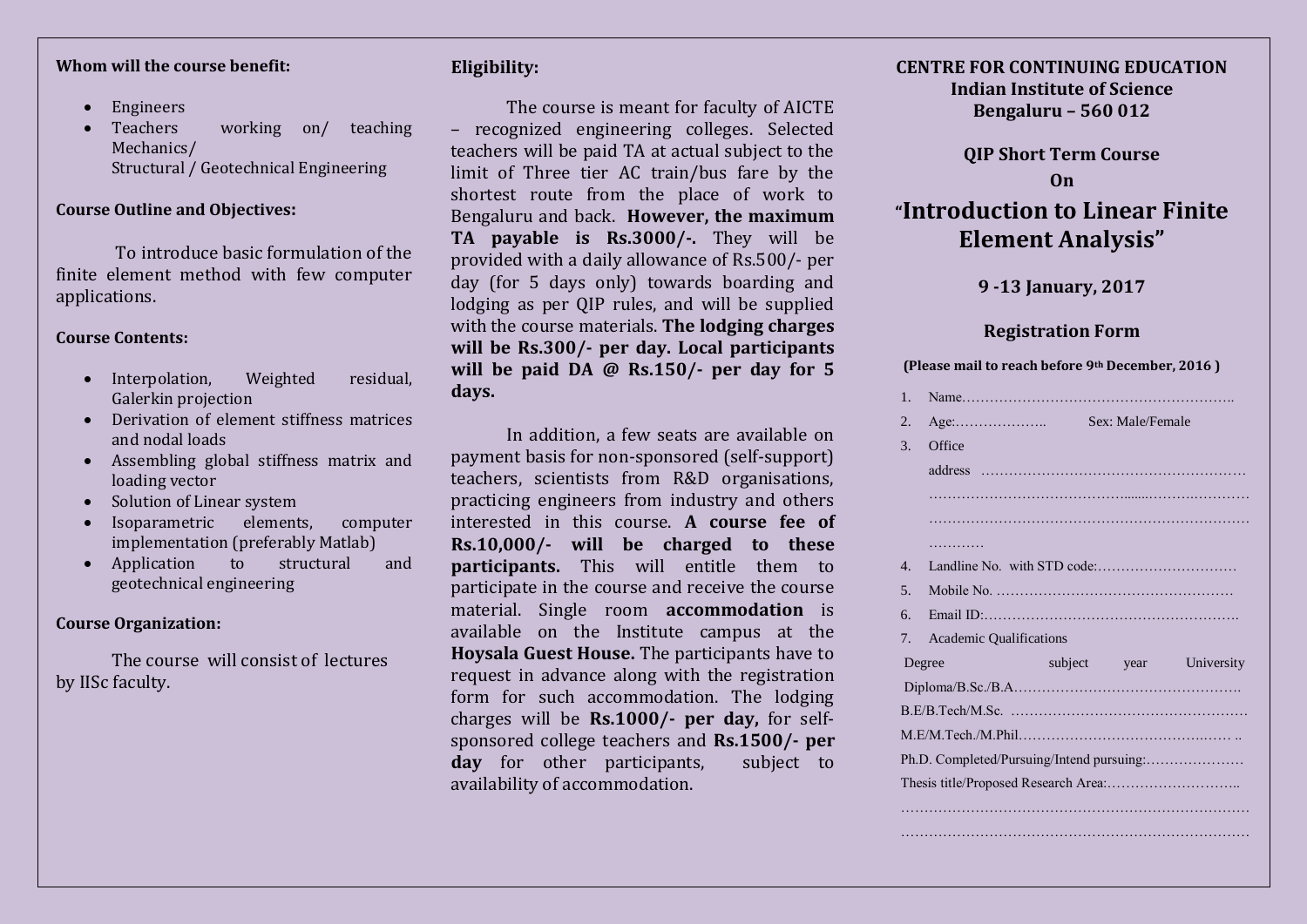**Whom will the course benefit:**

- Engineers
- Teachers working on/ teaching Mechanics/
  Structural / Geotechnical Engineering

**Course Outline and Objectives:**

To introduce basic formulation of the finite element method with few computer applications.

**Course Contents:**

- Interpolation, Weighted residual, Galerkin projection
- Derivation of element stiffness matrices and nodal loads
- Assembling global stiffness matrix and loading vector
- Solution of Linear system
- Isoparametric elements, computer implementation (preferably Matlab)
- Application to structural and geotechnical engineering

**Course Organization:**

The course will consist of lectures by IISc faculty.

**Eligibility:**

The course is meant for faculty of AICTE – recognized engineering colleges. Selected teachers will be paid TA at actual subject to the limit of Three tier AC train/bus fare by the shortest route from the place of work to Bengaluru and back. **However, the maximum TA payable is Rs.3000/-.** They will be provided with a daily allowance of Rs.500/- per day (for 5 days only) towards boarding and lodging as per QIP rules, and will be supplied with the course materials. **The lodging charges will be Rs.300/- per day. Local participants will be paid DA @ Rs.150/- per day for 5 days.**

In addition, a few seats are available on payment basis for non-sponsored (self-support) teachers, scientists from R&D organisations, practicing engineers from industry and others interested in this course. **A course fee of Rs.10,000/- will be charged to these participants.** This will entitle them to participate in the course and receive the course material. Single room **accommodation** is available on the Institute campus at the **Hoysala Guest House.** The participants have to request in advance along with the registration form for such accommodation. The lodging charges will be **Rs.1000/- per day,** for self-sponsored college teachers and **Rs.1500/- per day** for other participants, subject to availability of accommodation.

**CENTRE FOR CONTINUING EDUCATION**
**Indian Institute of Science**
**Bengaluru – 560 012**

**QIP Short Term Course**
**On**

# "Introduction to Linear Finite Element Analysis"

**9 -13 January, 2017**

## Registration Form

**(Please mail to reach before 9th December, 2016 )**

1. Name……………………………………………………..
2. Age:……………….. Sex: Male/Female
3. Office address …………………………………………………
   ………………………………………………………………
   ………………………………………………………………
   …………
4. Landline No. with STD code:…………………………
5. Mobile No. ……………………………………………
6. Email ID:……………………………………………….
7. Academic Qualifications

Degree subject year University

Diploma/B.Sc./B.A………………………………………….

B.E/B.Tech/M.Sc. ……………………………………………

M.E/M.Tech./M.Phil……………………………………… ..

Ph.D. Completed/Pursuing/Intend pursuing:…………………

Thesis title/Proposed Research Area:………………………..

……………………………………………………………………

……………………………………………………………………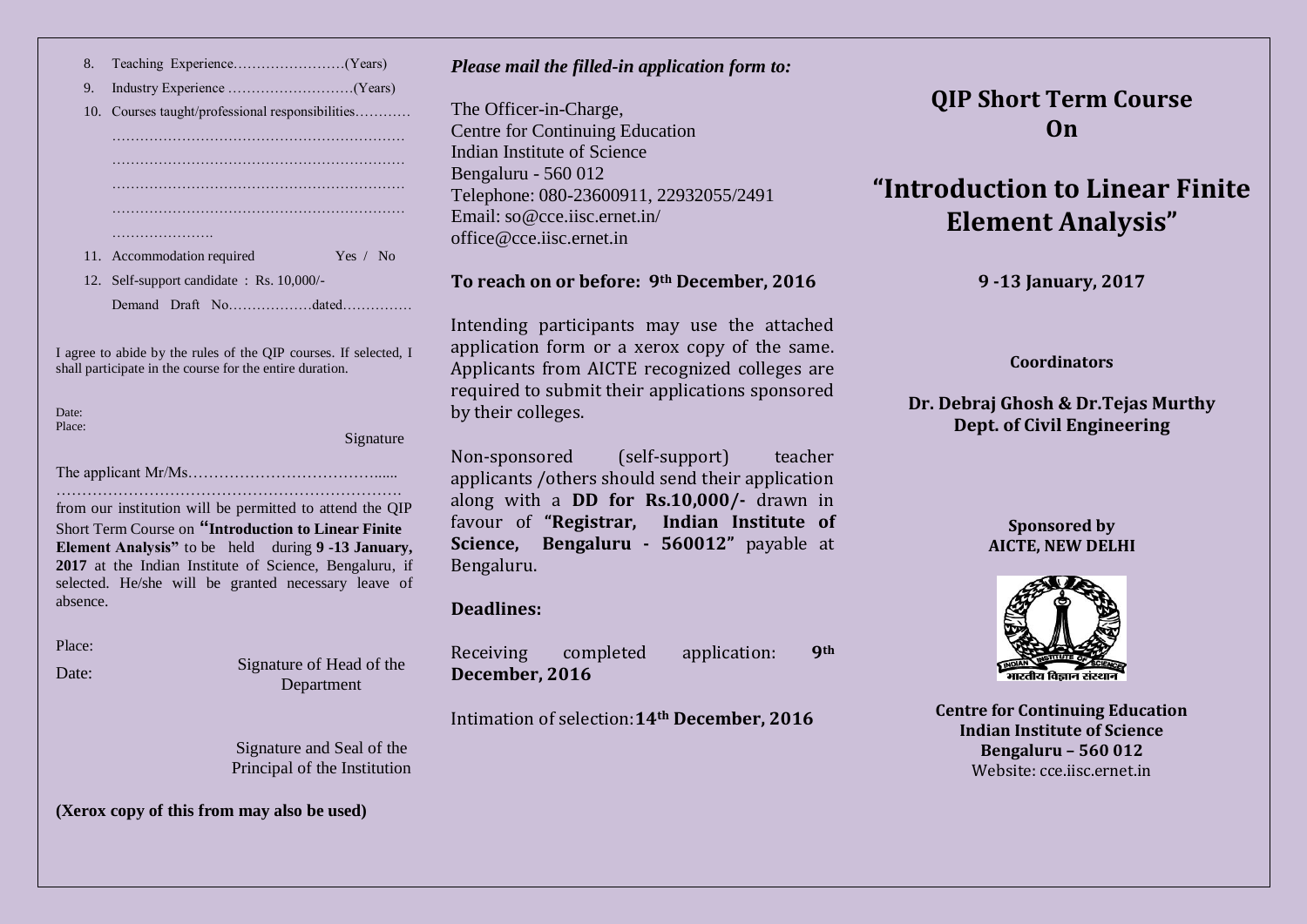8. Teaching Experience……………………(Years)
9. Industry Experience ………………………(Years)
10. Courses taught/professional responsibilities…………
………………………………………………………
………………………………………………………
………………………………………………………
………………………………………………………
………………….
11. Accommodation required Yes / No
12. Self-support candidate : Rs. 10,000/-
Demand Draft No………………dated……………

I agree to abide by the rules of the QIP courses. If selected, I shall participate in the course for the entire duration.

Date:
Place:

Signature

The applicant Mr/Ms…………………………………......
……………………………………………………………
from our institution will be permitted to attend the QIP Short Term Course on **"Introduction to Linear Finite Element Analysis"** to be held during **9 -13 January, 2017** at the Indian Institute of Science, Bengaluru, if selected. He/she will be granted necessary leave of absence.

Place:

Date:

Signature of Head of the Department

Signature and Seal of the Principal of the Institution

**(Xerox copy of this from may also be used)**

*Please mail the filled-in application form to:*

The Officer-in-Charge,
Centre for Continuing Education
Indian Institute of Science
Bengaluru - 560 012
Telephone: 080-23600911, 22932055/2491
Email: so@cce.iisc.ernet.in/
office@cce.iisc.ernet.in

**To reach on or before: 9th December, 2016**

Intending participants may use the attached application form or a xerox copy of the same. Applicants from AICTE recognized colleges are required to submit their applications sponsored by their colleges.

Non-sponsored (self-support) teacher applicants /others should send their application along with a **DD for Rs.10,000/-** drawn in favour of **"Registrar, Indian Institute of Science, Bengaluru - 560012"** payable at Bengaluru.

**Deadlines:**

Receiving completed application: **9th December, 2016**

Intimation of selection: **14th December, 2016**

# QIP Short Term Course On

# "Introduction to Linear Finite Element Analysis"

**9 -13 January, 2017**

**Coordinators**

**Dr. Debraj Ghosh & Dr.Tejas Murthy**
**Dept. of Civil Engineering**

**Sponsored by**
**AICTE, NEW DELHI**

**Centre for Continuing Education**
**Indian Institute of Science**
**Bengaluru – 560 012**
Website: cce.iisc.ernet.in